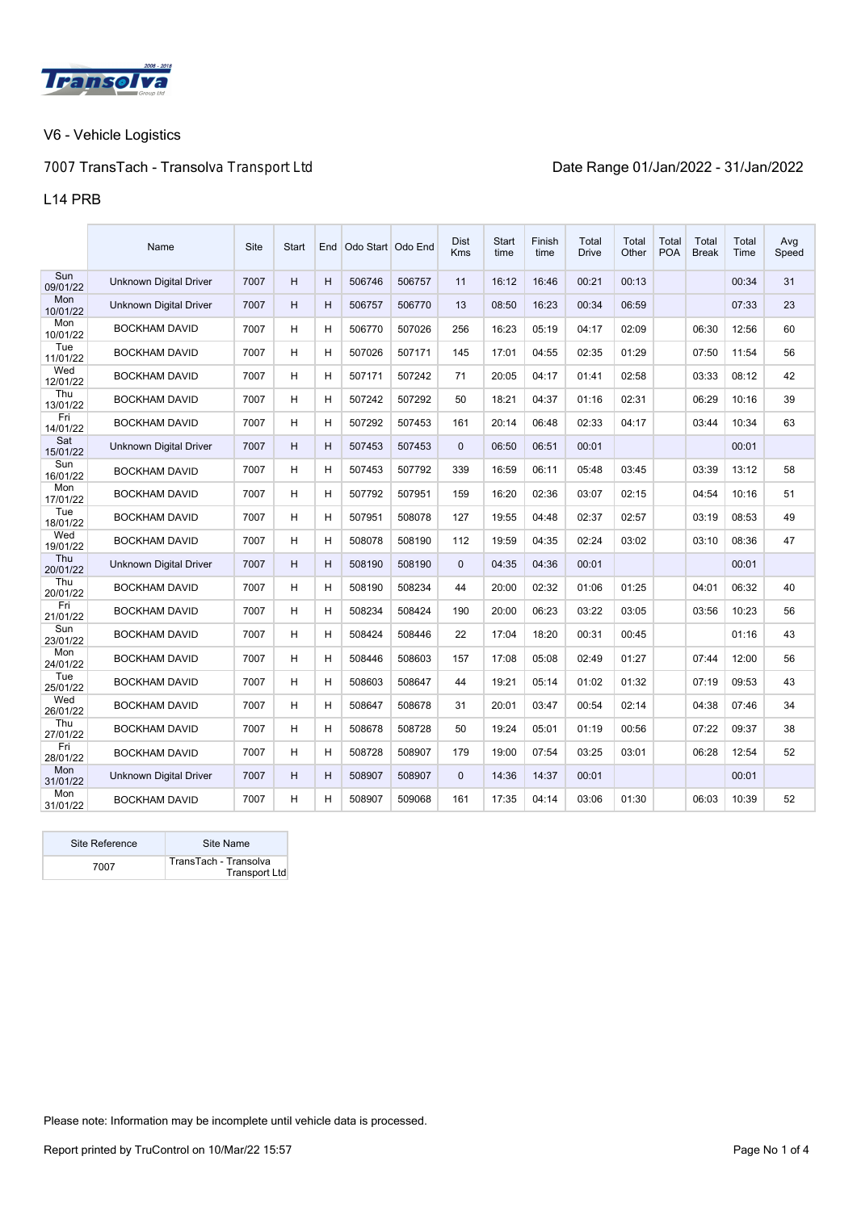V6 - Vehicle Logistics

7007 TransTach - Transolva Transport Ltd

Date Range 01/Jan/2022 - 31/Jan/2022

L14 PRB

| | Name | Site | Start | End | Odo Start | Odo End | Dist Kms | Start time | Finish time | Total Drive | Total Other | Total POA | Total Break | Total Time | Avg Speed |
|---|---|---|---|---|---|---|---|---|---|---|---|---|---|---|---|
| Sun 09/01/22 | Unknown Digital Driver | 7007 | H | H | 506746 | 506757 | 11 | 16:12 | 16:46 | 00:21 | 00:13 | | | 00:34 | 31 |
| Mon 10/01/22 | Unknown Digital Driver | 7007 | H | H | 506757 | 506770 | 13 | 08:50 | 16:23 | 00:34 | 06:59 | | | 07:33 | 23 |
| Mon 10/01/22 | BOCKHAM DAVID | 7007 | H | H | 506770 | 507026 | 256 | 16:23 | 05:19 | 04:17 | 02:09 | | 06:30 | 12:56 | 60 |
| Tue 11/01/22 | BOCKHAM DAVID | 7007 | H | H | 507026 | 507171 | 145 | 17:01 | 04:55 | 02:35 | 01:29 | | 07:50 | 11:54 | 56 |
| Wed 12/01/22 | BOCKHAM DAVID | 7007 | H | H | 507171 | 507242 | 71 | 20:05 | 04:17 | 01:41 | 02:58 | | 03:33 | 08:12 | 42 |
| Thu 13/01/22 | BOCKHAM DAVID | 7007 | H | H | 507242 | 507292 | 50 | 18:21 | 04:37 | 01:16 | 02:31 | | 06:29 | 10:16 | 39 |
| Fri 14/01/22 | BOCKHAM DAVID | 7007 | H | H | 507292 | 507453 | 161 | 20:14 | 06:48 | 02:33 | 04:17 | | 03:44 | 10:34 | 63 |
| Sat 15/01/22 | Unknown Digital Driver | 7007 | H | H | 507453 | 507453 | 0 | 06:50 | 06:51 | 00:01 | | | | 00:01 | |
| Sun 16/01/22 | BOCKHAM DAVID | 7007 | H | H | 507453 | 507792 | 339 | 16:59 | 06:11 | 05:48 | 03:45 | | 03:39 | 13:12 | 58 |
| Mon 17/01/22 | BOCKHAM DAVID | 7007 | H | H | 507792 | 507951 | 159 | 16:20 | 02:36 | 03:07 | 02:15 | | 04:54 | 10:16 | 51 |
| Tue 18/01/22 | BOCKHAM DAVID | 7007 | H | H | 507951 | 508078 | 127 | 19:55 | 04:48 | 02:37 | 02:57 | | 03:19 | 08:53 | 49 |
| Wed 19/01/22 | BOCKHAM DAVID | 7007 | H | H | 508078 | 508190 | 112 | 19:59 | 04:35 | 02:24 | 03:02 | | 03:10 | 08:36 | 47 |
| Thu 20/01/22 | Unknown Digital Driver | 7007 | H | H | 508190 | 508190 | 0 | 04:35 | 04:36 | 00:01 | | | | 00:01 | |
| Thu 20/01/22 | BOCKHAM DAVID | 7007 | H | H | 508190 | 508234 | 44 | 20:00 | 02:32 | 01:06 | 01:25 | | 04:01 | 06:32 | 40 |
| Fri 21/01/22 | BOCKHAM DAVID | 7007 | H | H | 508234 | 508424 | 190 | 20:00 | 06:23 | 03:22 | 03:05 | | 03:56 | 10:23 | 56 |
| Sun 23/01/22 | BOCKHAM DAVID | 7007 | H | H | 508424 | 508446 | 22 | 17:04 | 18:20 | 00:31 | 00:45 | | | 01:16 | 43 |
| Mon 24/01/22 | BOCKHAM DAVID | 7007 | H | H | 508446 | 508603 | 157 | 17:08 | 05:08 | 02:49 | 01:27 | | 07:44 | 12:00 | 56 |
| Tue 25/01/22 | BOCKHAM DAVID | 7007 | H | H | 508603 | 508647 | 44 | 19:21 | 05:14 | 01:02 | 01:32 | | 07:19 | 09:53 | 43 |
| Wed 26/01/22 | BOCKHAM DAVID | 7007 | H | H | 508647 | 508678 | 31 | 20:01 | 03:47 | 00:54 | 02:14 | | 04:38 | 07:46 | 34 |
| Thu 27/01/22 | BOCKHAM DAVID | 7007 | H | H | 508678 | 508728 | 50 | 19:24 | 05:01 | 01:19 | 00:56 | | 07:22 | 09:37 | 38 |
| Fri 28/01/22 | BOCKHAM DAVID | 7007 | H | H | 508728 | 508907 | 179 | 19:00 | 07:54 | 03:25 | 03:01 | | 06:28 | 12:54 | 52 |
| Mon 31/01/22 | Unknown Digital Driver | 7007 | H | H | 508907 | 508907 | 0 | 14:36 | 14:37 | 00:01 | | | | 00:01 | |
| Mon 31/01/22 | BOCKHAM DAVID | 7007 | H | H | 508907 | 509068 | 161 | 17:35 | 04:14 | 03:06 | 01:30 | | 06:03 | 10:39 | 52 |

| Site Reference | Site Name |
|---|---|
| 7007 | TransTach - Transolva Transport Ltd |

Please note: Information may be incomplete until vehicle data is processed.

Report printed by TruControl on 10/Mar/22 15:57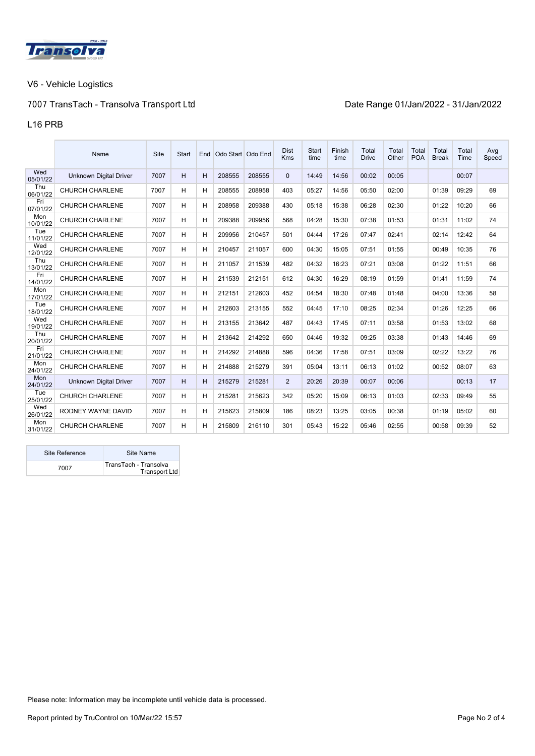V6 - Vehicle Logistics

7007 TransTach - Transolva Transport Ltd

Date Range 01/Jan/2022 - 31/Jan/2022

L16 PRB

| | Name | Site | Start | End | Odo Start | Odo End | Dist Kms | Start time | Finish time | Total Drive | Total Other | Total POA | Total Break | Total Time | Avg Speed |
|---|---|---|---|---|---|---|---|---|---|---|---|---|---|---|---|
| Wed 05/01/22 | Unknown Digital Driver | 7007 | H | H | 208555 | 208555 | 0 | 14:49 | 14:56 | 00:02 | 00:05 | | | 00:07 | |
| Thu 06/01/22 | CHURCH CHARLENE | 7007 | H | H | 208555 | 208958 | 403 | 05:27 | 14:56 | 05:50 | 02:00 | | 01:39 | 09:29 | 69 |
| Fri 07/01/22 | CHURCH CHARLENE | 7007 | H | H | 208958 | 209388 | 430 | 05:18 | 15:38 | 06:28 | 02:30 | | 01:22 | 10:20 | 66 |
| Mon 10/01/22 | CHURCH CHARLENE | 7007 | H | H | 209388 | 209956 | 568 | 04:28 | 15:30 | 07:38 | 01:53 | | 01:31 | 11:02 | 74 |
| Tue 11/01/22 | CHURCH CHARLENE | 7007 | H | H | 209956 | 210457 | 501 | 04:44 | 17:26 | 07:47 | 02:41 | | 02:14 | 12:42 | 64 |
| Wed 12/01/22 | CHURCH CHARLENE | 7007 | H | H | 210457 | 211057 | 600 | 04:30 | 15:05 | 07:51 | 01:55 | | 00:49 | 10:35 | 76 |
| Thu 13/01/22 | CHURCH CHARLENE | 7007 | H | H | 211057 | 211539 | 482 | 04:32 | 16:23 | 07:21 | 03:08 | | 01:22 | 11:51 | 66 |
| Fri 14/01/22 | CHURCH CHARLENE | 7007 | H | H | 211539 | 212151 | 612 | 04:30 | 16:29 | 08:19 | 01:59 | | 01:41 | 11:59 | 74 |
| Mon 17/01/22 | CHURCH CHARLENE | 7007 | H | H | 212151 | 212603 | 452 | 04:54 | 18:30 | 07:48 | 01:48 | | 04:00 | 13:36 | 58 |
| Tue 18/01/22 | CHURCH CHARLENE | 7007 | H | H | 212603 | 213155 | 552 | 04:45 | 17:10 | 08:25 | 02:34 | | 01:26 | 12:25 | 66 |
| Wed 19/01/22 | CHURCH CHARLENE | 7007 | H | H | 213155 | 213642 | 487 | 04:43 | 17:45 | 07:11 | 03:58 | | 01:53 | 13:02 | 68 |
| Thu 20/01/22 | CHURCH CHARLENE | 7007 | H | H | 213642 | 214292 | 650 | 04:46 | 19:32 | 09:25 | 03:38 | | 01:43 | 14:46 | 69 |
| Fri 21/01/22 | CHURCH CHARLENE | 7007 | H | H | 214292 | 214888 | 596 | 04:36 | 17:58 | 07:51 | 03:09 | | 02:22 | 13:22 | 76 |
| Mon 24/01/22 | CHURCH CHARLENE | 7007 | H | H | 214888 | 215279 | 391 | 05:04 | 13:11 | 06:13 | 01:02 | | 00:52 | 08:07 | 63 |
| Mon 24/01/22 | Unknown Digital Driver | 7007 | H | H | 215279 | 215281 | 2 | 20:26 | 20:39 | 00:07 | 00:06 | | | 00:13 | 17 |
| Tue 25/01/22 | CHURCH CHARLENE | 7007 | H | H | 215281 | 215623 | 342 | 05:20 | 15:09 | 06:13 | 01:03 | | 02:33 | 09:49 | 55 |
| Wed 26/01/22 | RODNEY WAYNE DAVID | 7007 | H | H | 215623 | 215809 | 186 | 08:23 | 13:25 | 03:05 | 00:38 | | 01:19 | 05:02 | 60 |
| Mon 31/01/22 | CHURCH CHARLENE | 7007 | H | H | 215809 | 216110 | 301 | 05:43 | 15:22 | 05:46 | 02:55 | | 00:58 | 09:39 | 52 |

| Site Reference | Site Name |
|---|---|
| 7007 | TransTach - Transolva Transport Ltd |

Please note: Information may be incomplete until vehicle data is processed.

Report printed by TruControl on 10/Mar/22 15:57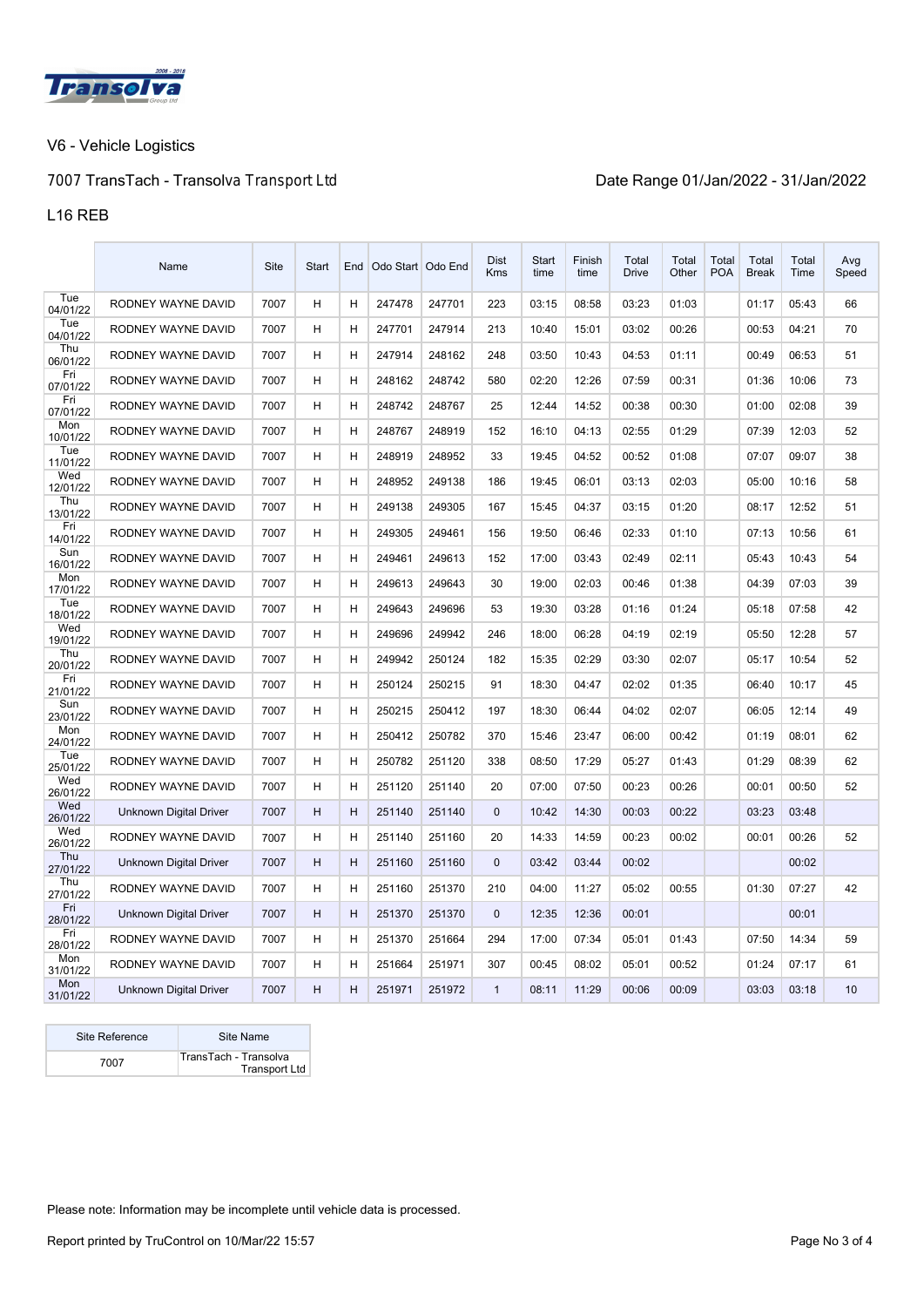V6 - Vehicle Logistics

7007 TransTach - Transolva Transport Ltd

Date Range 01/Jan/2022 - 31/Jan/2022

L16 REB

| | Name | Site | Start | End | Odo Start | Odo End | Dist Kms | Start time | Finish time | Total Drive | Total Other | Total POA | Total Break | Total Time | Avg Speed |
|---|---|---|---|---|---|---|---|---|---|---|---|---|---|---|---|
| Tue 04/01/22 | RODNEY WAYNE DAVID | 7007 | H | H | 247478 | 247701 | 223 | 03:15 | 08:58 | 03:23 | 01:03 | | 01:17 | 05:43 | 66 |
| Tue 04/01/22 | RODNEY WAYNE DAVID | 7007 | H | H | 247701 | 247914 | 213 | 10:40 | 15:01 | 03:02 | 00:26 | | 00:53 | 04:21 | 70 |
| Thu 06/01/22 | RODNEY WAYNE DAVID | 7007 | H | H | 247914 | 248162 | 248 | 03:50 | 10:43 | 04:53 | 01:11 | | 00:49 | 06:53 | 51 |
| Fri 07/01/22 | RODNEY WAYNE DAVID | 7007 | H | H | 248162 | 248742 | 580 | 02:20 | 12:26 | 07:59 | 00:31 | | 01:36 | 10:06 | 73 |
| Fri 07/01/22 | RODNEY WAYNE DAVID | 7007 | H | H | 248742 | 248767 | 25 | 12:44 | 14:52 | 00:38 | 00:30 | | 01:00 | 02:08 | 39 |
| Mon 10/01/22 | RODNEY WAYNE DAVID | 7007 | H | H | 248767 | 248919 | 152 | 16:10 | 04:13 | 02:55 | 01:29 | | 07:39 | 12:03 | 52 |
| Tue 11/01/22 | RODNEY WAYNE DAVID | 7007 | H | H | 248919 | 248952 | 33 | 19:45 | 04:52 | 00:52 | 01:08 | | 07:07 | 09:07 | 38 |
| Wed 12/01/22 | RODNEY WAYNE DAVID | 7007 | H | H | 248952 | 249138 | 186 | 19:45 | 06:01 | 03:13 | 02:03 | | 05:00 | 10:16 | 58 |
| Thu 13/01/22 | RODNEY WAYNE DAVID | 7007 | H | H | 249138 | 249305 | 167 | 15:45 | 04:37 | 03:15 | 01:20 | | 08:17 | 12:52 | 51 |
| Fri 14/01/22 | RODNEY WAYNE DAVID | 7007 | H | H | 249305 | 249461 | 156 | 19:50 | 06:46 | 02:33 | 01:10 | | 07:13 | 10:56 | 61 |
| Sun 16/01/22 | RODNEY WAYNE DAVID | 7007 | H | H | 249461 | 249613 | 152 | 17:00 | 03:43 | 02:49 | 02:11 | | 05:43 | 10:43 | 54 |
| Mon 17/01/22 | RODNEY WAYNE DAVID | 7007 | H | H | 249613 | 249643 | 30 | 19:00 | 02:03 | 00:46 | 01:38 | | 04:39 | 07:03 | 39 |
| Tue 18/01/22 | RODNEY WAYNE DAVID | 7007 | H | H | 249643 | 249696 | 53 | 19:30 | 03:28 | 01:16 | 01:24 | | 05:18 | 07:58 | 42 |
| Wed 19/01/22 | RODNEY WAYNE DAVID | 7007 | H | H | 249696 | 249942 | 246 | 18:00 | 06:28 | 04:19 | 02:19 | | 05:50 | 12:28 | 57 |
| Thu 20/01/22 | RODNEY WAYNE DAVID | 7007 | H | H | 249942 | 250124 | 182 | 15:35 | 02:29 | 03:30 | 02:07 | | 05:17 | 10:54 | 52 |
| Fri 21/01/22 | RODNEY WAYNE DAVID | 7007 | H | H | 250124 | 250215 | 91 | 18:30 | 04:47 | 02:02 | 01:35 | | 06:40 | 10:17 | 45 |
| Sun 23/01/22 | RODNEY WAYNE DAVID | 7007 | H | H | 250215 | 250412 | 197 | 18:30 | 06:44 | 04:02 | 02:07 | | 06:05 | 12:14 | 49 |
| Mon 24/01/22 | RODNEY WAYNE DAVID | 7007 | H | H | 250412 | 250782 | 370 | 15:46 | 23:47 | 06:00 | 00:42 | | 01:19 | 08:01 | 62 |
| Tue 25/01/22 | RODNEY WAYNE DAVID | 7007 | H | H | 250782 | 251120 | 338 | 08:50 | 17:29 | 05:27 | 01:43 | | 01:29 | 08:39 | 62 |
| Wed 26/01/22 | RODNEY WAYNE DAVID | 7007 | H | H | 251120 | 251140 | 20 | 07:00 | 07:50 | 00:23 | 00:26 | | 00:01 | 00:50 | 52 |
| Wed 26/01/22 | Unknown Digital Driver | 7007 | H | H | 251140 | 251140 | 0 | 10:42 | 14:30 | 00:03 | 00:22 | | 03:23 | 03:48 | |
| Wed 26/01/22 | RODNEY WAYNE DAVID | 7007 | H | H | 251140 | 251160 | 20 | 14:33 | 14:59 | 00:23 | 00:02 | | 00:01 | 00:26 | 52 |
| Thu 27/01/22 | Unknown Digital Driver | 7007 | H | H | 251160 | 251160 | 0 | 03:42 | 03:44 | 00:02 | | | | 00:02 | |
| Thu 27/01/22 | RODNEY WAYNE DAVID | 7007 | H | H | 251160 | 251370 | 210 | 04:00 | 11:27 | 05:02 | 00:55 | | 01:30 | 07:27 | 42 |
| Fri 28/01/22 | Unknown Digital Driver | 7007 | H | H | 251370 | 251370 | 0 | 12:35 | 12:36 | 00:01 | | | | 00:01 | |
| Fri 28/01/22 | RODNEY WAYNE DAVID | 7007 | H | H | 251370 | 251664 | 294 | 17:00 | 07:34 | 05:01 | 01:43 | | 07:50 | 14:34 | 59 |
| Mon 31/01/22 | RODNEY WAYNE DAVID | 7007 | H | H | 251664 | 251971 | 307 | 00:45 | 08:02 | 05:01 | 00:52 | | 01:24 | 07:17 | 61 |
| Mon 31/01/22 | Unknown Digital Driver | 7007 | H | H | 251971 | 251972 | 1 | 08:11 | 11:29 | 00:06 | 00:09 | | 03:03 | 03:18 | 10 |

| Site Reference | Site Name |
|---|---|
| 7007 | TransTach - Transolva Transport Ltd |

Please note: Information may be incomplete until vehicle data is processed.

Report printed by TruControl on 10/Mar/22 15:57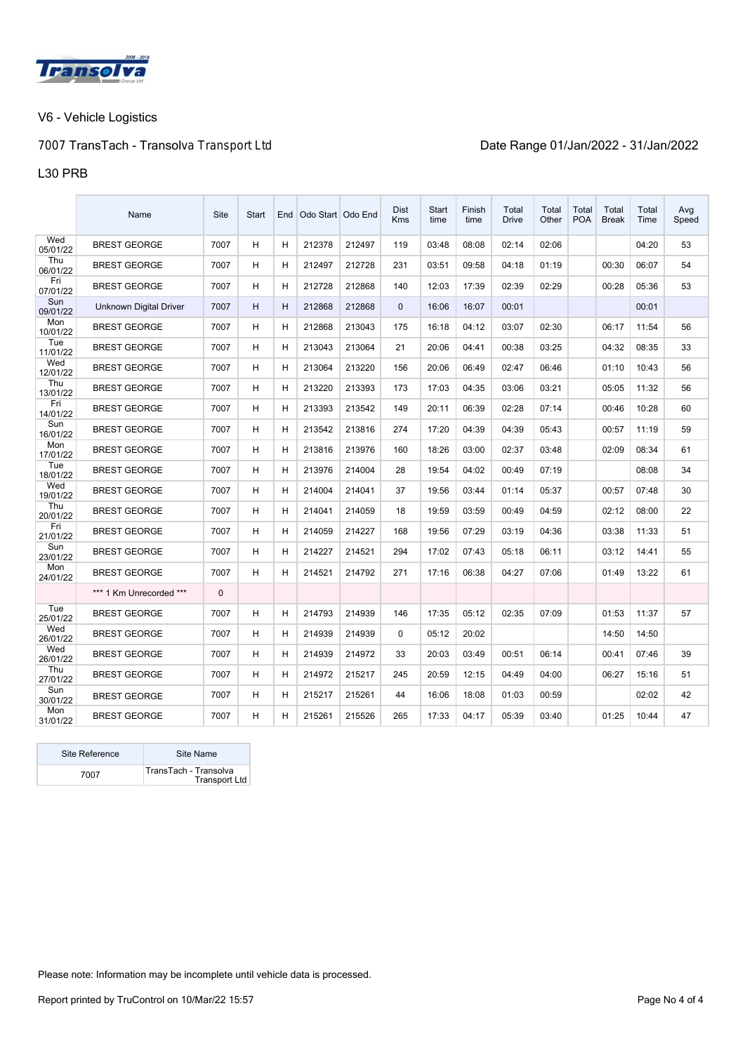V6 - Vehicle Logistics

7007 TransTach - Transolva Transport Ltd

Date Range 01/Jan/2022 - 31/Jan/2022

L30 PRB

| | Name | Site | Start | End | Odo Start | Odo End | Dist Kms | Start time | Finish time | Total Drive | Total Other | Total POA | Total Break | Total Time | Avg Speed |
|---|---|---|---|---|---|---|---|---|---|---|---|---|---|---|---|
| Wed 05/01/22 | BREST GEORGE | 7007 | H | H | 212378 | 212497 | 119 | 03:48 | 08:08 | 02:14 | 02:06 | | | 04:20 | 53 |
| Thu 06/01/22 | BREST GEORGE | 7007 | H | H | 212497 | 212728 | 231 | 03:51 | 09:58 | 04:18 | 01:19 | | 00:30 | 06:07 | 54 |
| Fri 07/01/22 | BREST GEORGE | 7007 | H | H | 212728 | 212868 | 140 | 12:03 | 17:39 | 02:39 | 02:29 | | 00:28 | 05:36 | 53 |
| Sun 09/01/22 | Unknown Digital Driver | 7007 | H | H | 212868 | 212868 | 0 | 16:06 | 16:07 | 00:01 | | | | 00:01 | |
| Mon 10/01/22 | BREST GEORGE | 7007 | H | H | 212868 | 213043 | 175 | 16:18 | 04:12 | 03:07 | 02:30 | | 06:17 | 11:54 | 56 |
| Tue 11/01/22 | BREST GEORGE | 7007 | H | H | 213043 | 213064 | 21 | 20:06 | 04:41 | 00:38 | 03:25 | | 04:32 | 08:35 | 33 |
| Wed 12/01/22 | BREST GEORGE | 7007 | H | H | 213064 | 213220 | 156 | 20:06 | 06:49 | 02:47 | 06:46 | | 01:10 | 10:43 | 56 |
| Thu 13/01/22 | BREST GEORGE | 7007 | H | H | 213220 | 213393 | 173 | 17:03 | 04:35 | 03:06 | 03:21 | | 05:05 | 11:32 | 56 |
| Fri 14/01/22 | BREST GEORGE | 7007 | H | H | 213393 | 213542 | 149 | 20:11 | 06:39 | 02:28 | 07:14 | | 00:46 | 10:28 | 60 |
| Sun 16/01/22 | BREST GEORGE | 7007 | H | H | 213542 | 213816 | 274 | 17:20 | 04:39 | 04:39 | 05:43 | | 00:57 | 11:19 | 59 |
| Mon 17/01/22 | BREST GEORGE | 7007 | H | H | 213816 | 213976 | 160 | 18:26 | 03:00 | 02:37 | 03:48 | | 02:09 | 08:34 | 61 |
| Tue 18/01/22 | BREST GEORGE | 7007 | H | H | 213976 | 214004 | 28 | 19:54 | 04:02 | 00:49 | 07:19 | | | 08:08 | 34 |
| Wed 19/01/22 | BREST GEORGE | 7007 | H | H | 214004 | 214041 | 37 | 19:56 | 03:44 | 01:14 | 05:37 | | 00:57 | 07:48 | 30 |
| Thu 20/01/22 | BREST GEORGE | 7007 | H | H | 214041 | 214059 | 18 | 19:59 | 03:59 | 00:49 | 04:59 | | 02:12 | 08:00 | 22 |
| Fri 21/01/22 | BREST GEORGE | 7007 | H | H | 214059 | 214227 | 168 | 19:56 | 07:29 | 03:19 | 04:36 | | 03:38 | 11:33 | 51 |
| Sun 23/01/22 | BREST GEORGE | 7007 | H | H | 214227 | 214521 | 294 | 17:02 | 07:43 | 05:18 | 06:11 | | 03:12 | 14:41 | 55 |
| Mon 24/01/22 | BREST GEORGE | 7007 | H | H | 214521 | 214792 | 271 | 17:16 | 06:38 | 04:27 | 07:06 | | 01:49 | 13:22 | 61 |
| | *** 1 Km Unrecorded *** | 0 | | | | | | | | | | | | | |
| Tue 25/01/22 | BREST GEORGE | 7007 | H | H | 214793 | 214939 | 146 | 17:35 | 05:12 | 02:35 | 07:09 | | 01:53 | 11:37 | 57 |
| Wed 26/01/22 | BREST GEORGE | 7007 | H | H | 214939 | 214939 | 0 | 05:12 | 20:02 | | | | 14:50 | 14:50 | |
| Wed 26/01/22 | BREST GEORGE | 7007 | H | H | 214939 | 214972 | 33 | 20:03 | 03:49 | 00:51 | 06:14 | | 00:41 | 07:46 | 39 |
| Thu 27/01/22 | BREST GEORGE | 7007 | H | H | 214972 | 215217 | 245 | 20:59 | 12:15 | 04:49 | 04:00 | | 06:27 | 15:16 | 51 |
| Sun 30/01/22 | BREST GEORGE | 7007 | H | H | 215217 | 215261 | 44 | 16:06 | 18:08 | 01:03 | 00:59 | | | 02:02 | 42 |
| Mon 31/01/22 | BREST GEORGE | 7007 | H | H | 215261 | 215526 | 265 | 17:33 | 04:17 | 05:39 | 03:40 | | 01:25 | 10:44 | 47 |

| Site Reference | Site Name |
|---|---|
| 7007 | TransTach - Transolva Transport Ltd |

Please note: Information may be incomplete until vehicle data is processed.

Report printed by TruControl on 10/Mar/22 15:57